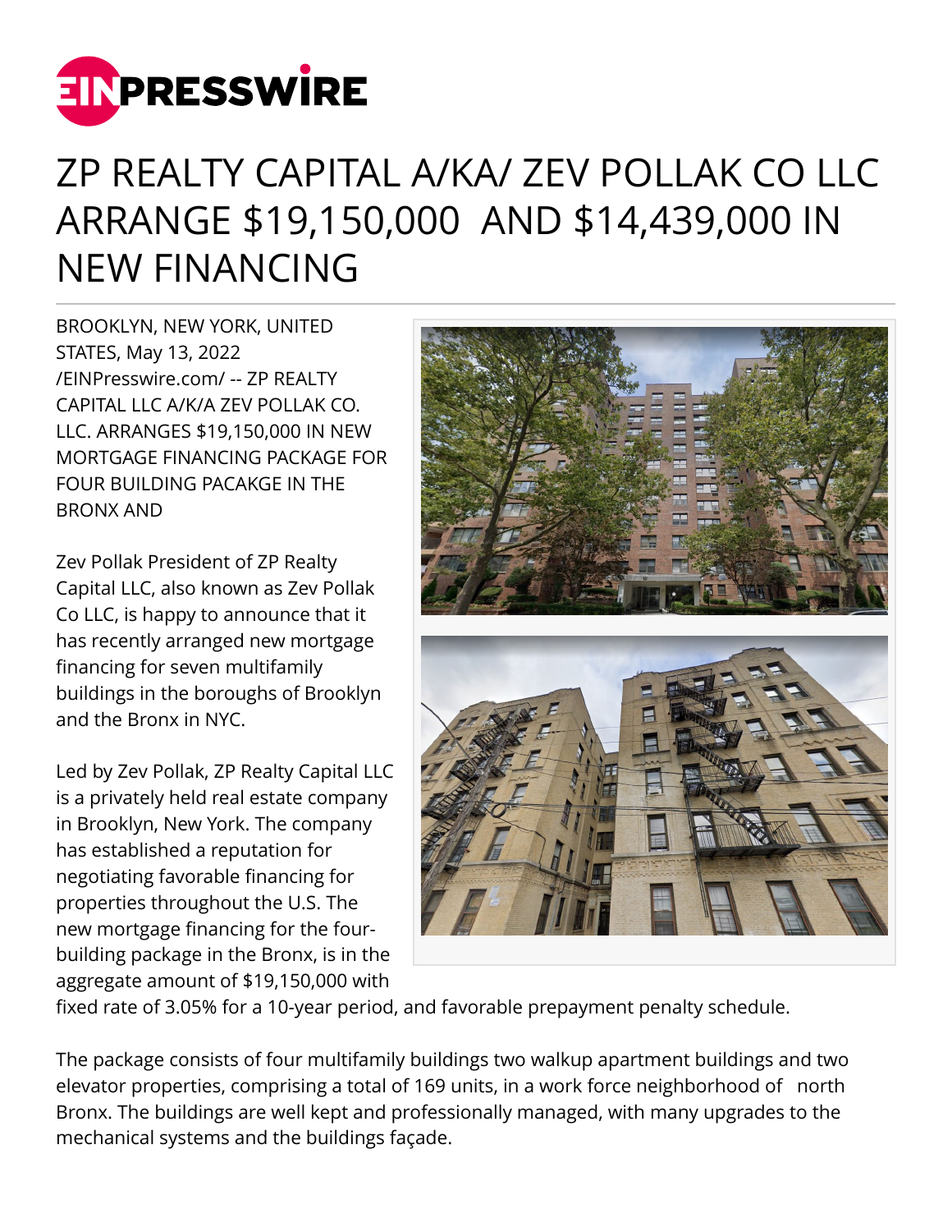# ZP REALTY CAPITAL A/KA/ ZEV POLLAK CO LLC ARRANGE $19,150,000 AND $14,439,000 IN NEW FINANCING

BROOKLYN, NEW YORK, UNITED STATES, May 13, 2022 /EINPresswire.com/ -- ZP REALTY CAPITAL LLC A/K/A ZEV POLLAK CO. LLC. ARRANGES $19,150,000 IN NEW MORTGAGE FINANCING PACKAGE FOR FOUR BUILDING PACAKGE IN THE BRONX AND

Zev Pollak President of ZP Realty Capital LLC, also known as Zev Pollak Co LLC, is happy to announce that it has recently arranged new mortgage financing for seven multifamily buildings in the boroughs of Brooklyn and the Bronx in NYC.

Led by Zev Pollak, ZP Realty Capital LLC is a privately held real estate company in Brooklyn, New York. The company has established a reputation for negotiating favorable financing for properties throughout the U.S. The new mortgage financing for the four-building package in the Bronx, is in the aggregate amount of $19,150,000 with fixed rate of 3.05% for a 10-year period, and favorable prepayment penalty schedule.

The package consists of four multifamily buildings two walkup apartment buildings and two elevator properties, comprising a total of 169 units, in a work force neighborhood of north Bronx. The buildings are well kept and professionally managed, with many upgrades to the mechanical systems and the buildings façade.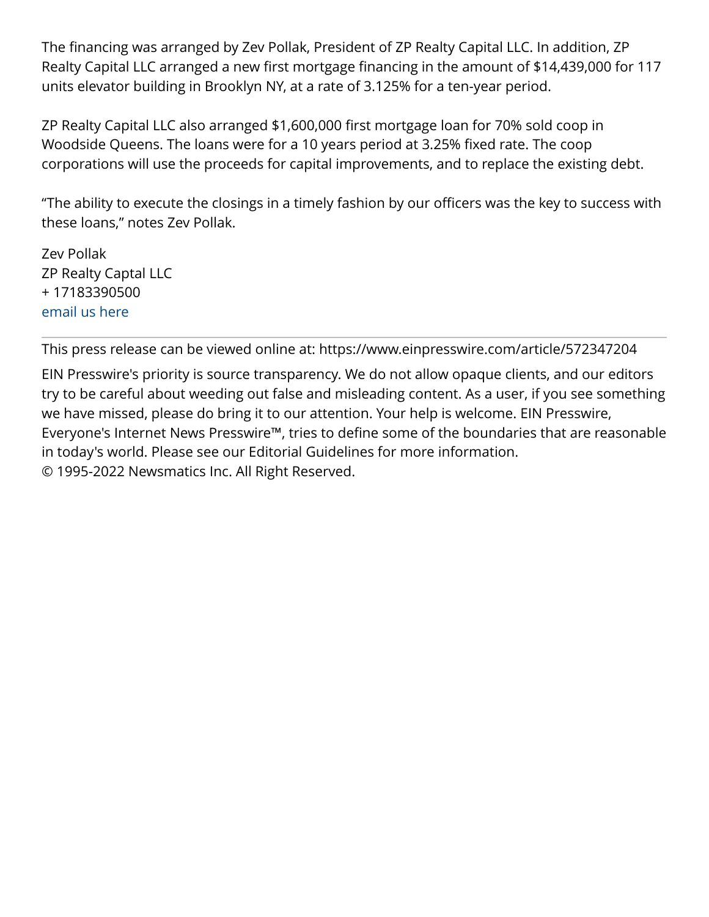The financing was arranged by Zev Pollak, President of ZP Realty Capital LLC. In addition, ZP Realty Capital LLC arranged a new first mortgage financing in the amount of $14,439,000 for 117 units elevator building in Brooklyn NY, at a rate of 3.125% for a ten-year period.

ZP Realty Capital LLC also arranged $1,600,000 first mortgage loan for 70% sold coop in Woodside Queens. The loans were for a 10 years period at 3.25% fixed rate. The coop corporations will use the proceeds for capital improvements, and to replace the existing debt.

“The ability to execute the closings in a timely fashion by our officers was the key to success with these loans,” notes Zev Pollak.

Zev Pollak
ZP Realty Captal LLC
+ 17183390500
email us here

---

This press release can be viewed online at: https://www.einpresswire.com/article/572347204

EIN Presswire's priority is source transparency. We do not allow opaque clients, and our editors try to be careful about weeding out false and misleading content. As a user, if you see something we have missed, please do bring it to our attention. Your help is welcome. EIN Presswire, Everyone's Internet News Presswire™, tries to define some of the boundaries that are reasonable in today's world. Please see our Editorial Guidelines for more information.
© 1995-2022 Newsmatics Inc. All Right Reserved.